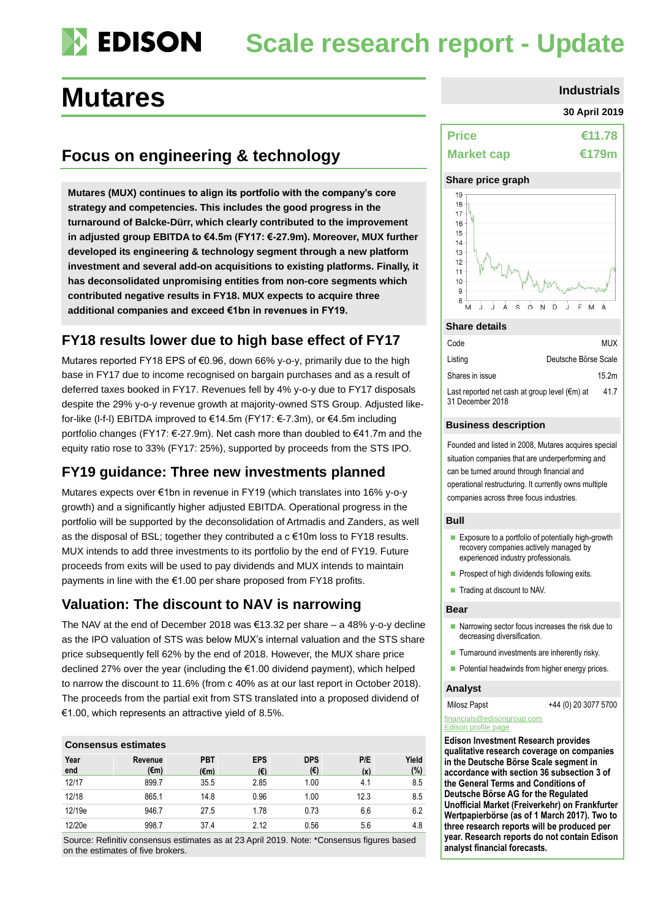# Mutares

## Scale research report - Update

**Industrials**

**30 April 2019**

## Focus on engineering & technology

**Mutares (MUX) continues to align its portfolio with the company's core strategy and competencies. This includes the good progress in the turnaround of Balcke-Dürr, which clearly contributed to the improvement in adjusted group EBITDA to €4.5m (FY17: €-27.9m). Moreover, MUX further developed its engineering & technology segment through a new platform investment and several add-on acquisitions to existing platforms. Finally, it has deconsolidated unpromising entities from non-core segments which contributed negative results in FY18. MUX expects to acquire three additional companies and exceed €1bn in revenues in FY19.**

## FY18 results lower due to high base effect of FY17

Mutares reported FY18 EPS of €0.96, down 66% y-o-y, primarily due to the high base in FY17 due to income recognised on bargain purchases and as a result of deferred taxes booked in FY17. Revenues fell by 4% y-o-y due to FY17 disposals despite the 29% y-o-y revenue growth at majority-owned STS Group. Adjusted like-for-like (l-f-l) EBITDA improved to €14.5m (FY17: €-7.3m), or €4.5m including portfolio changes (FY17: €-27.9m). Net cash more than doubled to €41.7m and the equity ratio rose to 33% (FY17: 25%), supported by proceeds from the STS IPO.

## FY19 guidance: Three new investments planned

Mutares expects over €1bn in revenue in FY19 (which translates into 16% y-o-y growth) and a significantly higher adjusted EBITDA. Operational progress in the portfolio will be supported by the deconsolidation of Artmadis and Zanders, as well as the disposal of BSL; together they contributed a c €10m loss to FY18 results. MUX intends to add three investments to its portfolio by the end of FY19. Future proceeds from exits will be used to pay dividends and MUX intends to maintain payments in line with the €1.00 per share proposed from FY18 profits.

## Valuation: The discount to NAV is narrowing

The NAV at the end of December 2018 was €13.32 per share – a 48% y-o-y decline as the IPO valuation of STS was below MUX's internal valuation and the STS share price subsequently fell 62% by the end of 2018. However, the MUX share price declined 27% over the year (including the €1.00 dividend payment), which helped to narrow the discount to 11.6% (from c 40% as at our last report in October 2018). The proceeds from the partial exit from STS translated into a proposed dividend of €1.00, which represents an attractive yield of 8.5%.

**Consensus estimates**

| Year end | Revenue (€m) | PBT (€m) | EPS (€) | DPS (€) | P/E (x) | Yield (%) |
|---|---|---|---|---|---|---|
| 12/17 | 899.7 | 35.5 | 2.85 | 1.00 | 4.1 | 8.5 |
| 12/18 | 865.1 | 14.8 | 0.96 | 1.00 | 12.3 | 8.5 |
| 12/19e | 946.7 | 27.5 | 1.78 | 0.73 | 6.6 | 6.2 |
| 12/20e | 998.7 | 37.4 | 2.12 | 0.56 | 5.6 | 4.8 |

Source: Refinitiv consensus estimates as at 23 April 2019. Note: *Consensus figures based on the estimates of five brokers.

| | |
|---|---|
| **Price** | **€11.78** |
| **Market cap** | **€179m** |

**Share price graph**

**Share details**

| | |
|---|---|
| Code | MUX |
| Listing | Deutsche Börse Scale |
| Shares in issue | 15.2m |
| Last reported net cash at group level (€m) at 31 December 2018 | 41.7 |

**Business description**

Founded and listed in 2008, Mutares acquires special situation companies that are underperforming and can be turned around through financial and operational restructuring. It currently owns multiple companies across three focus industries.

**Bull**

- Exposure to a portfolio of potentially high-growth recovery companies actively managed by experienced industry professionals.
- Prospect of high dividends following exits.
- Trading at discount to NAV.

**Bear**

- Narrowing sector focus increases the risk due to decreasing diversification.
- Turnaround investments are inherently risky.
- Potential headwinds from higher energy prices.

**Analyst**

Milosz Papst +44 (0) 20 3077 5700

financials@edisongroup.com

Edison profile page

**Edison Investment Research provides qualitative research coverage on companies in the Deutsche Börse Scale segment in accordance with section 36 subsection 3 of the General Terms and Conditions of Deutsche Börse AG for the Regulated Unofficial Market (Freiverkehr) on Frankfurter Wertpapierbörse (as of 1 March 2017). Two to three research reports will be produced per year. Research reports do not contain Edison analyst financial forecasts.**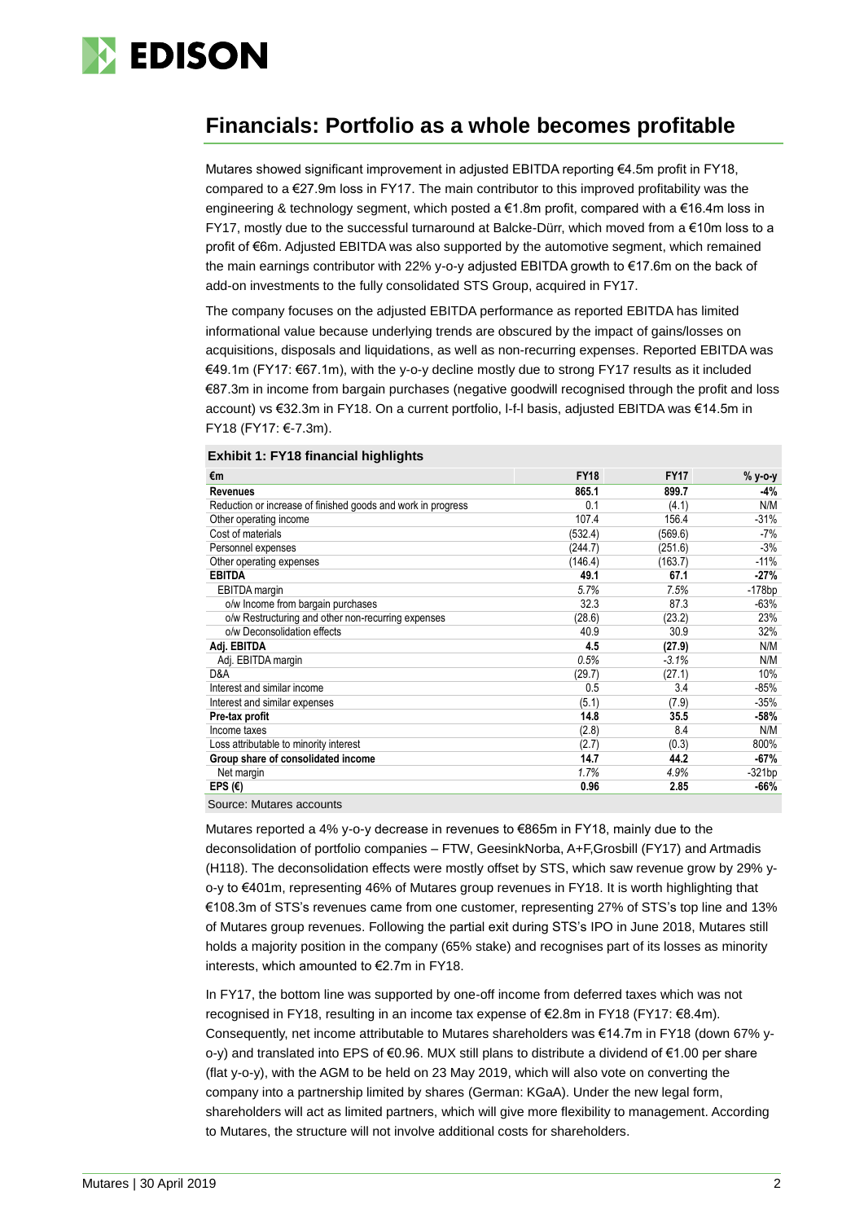## Financials: Portfolio as a whole becomes profitable

Mutares showed significant improvement in adjusted EBITDA reporting €4.5m profit in FY18, compared to a €27.9m loss in FY17. The main contributor to this improved profitability was the engineering & technology segment, which posted a €1.8m profit, compared with a €16.4m loss in FY17, mostly due to the successful turnaround at Balcke-Dürr, which moved from a €10m loss to a profit of €6m. Adjusted EBITDA was also supported by the automotive segment, which remained the main earnings contributor with 22% y-o-y adjusted EBITDA growth to €17.6m on the back of add-on investments to the fully consolidated STS Group, acquired in FY17.

The company focuses on the adjusted EBITDA performance as reported EBITDA has limited informational value because underlying trends are obscured by the impact of gains/losses on acquisitions, disposals and liquidations, as well as non-recurring expenses. Reported EBITDA was €49.1m (FY17: €67.1m), with the y-o-y decline mostly due to strong FY17 results as it included €87.3m in income from bargain purchases (negative goodwill recognised through the profit and loss account) vs €32.3m in FY18. On a current portfolio, l-f-l basis, adjusted EBITDA was €14.5m in FY18 (FY17: €-7.3m).

**Exhibit 1: FY18 financial highlights**

| €m | FY18 | FY17 | % y-o-y |
|---|---|---|---|
| **Revenues** | **865.1** | **899.7** | **-4%** |
| Reduction or increase of finished goods and work in progress | 0.1 | (4.1) | N/M |
| Other operating income | 107.4 | 156.4 | -31% |
| Cost of materials | (532.4) | (569.6) | -7% |
| Personnel expenses | (244.7) | (251.6) | -3% |
| Other operating expenses | (146.4) | (163.7) | -11% |
| **EBITDA** | **49.1** | **67.1** | **-27%** |
| EBITDA margin | *5.7%* | *7.5%* | -178bp |
| o/w Income from bargain purchases | 32.3 | 87.3 | -63% |
| o/w Restructuring and other non-recurring expenses | (28.6) | (23.2) | 23% |
| o/w Deconsolidation effects | 40.9 | 30.9 | 32% |
| **Adj. EBITDA** | **4.5** | **(27.9)** | **N/M** |
| Adj. EBITDA margin | *0.5%* | *-3.1%* | N/M |
| D&A | (29.7) | (27.1) | 10% |
| Interest and similar income | 0.5 | 3.4 | -85% |
| Interest and similar expenses | (5.1) | (7.9) | -35% |
| **Pre-tax profit** | **14.8** | **35.5** | **-58%** |
| Income taxes | (2.8) | 8.4 | N/M |
| Loss attributable to minority interest | (2.7) | (0.3) | 800% |
| **Group share of consolidated income** | **14.7** | **44.2** | **-67%** |
| Net margin | *1.7%* | *4.9%* | -321bp |
| **EPS (€)** | **0.96** | **2.85** | **-66%** |

Source: Mutares accounts

Mutares reported a 4% y-o-y decrease in revenues to €865m in FY18, mainly due to the deconsolidation of portfolio companies – FTW, GeesinkNorba, A+F,Grosbill (FY17) and Artmadis (H118). The deconsolidation effects were mostly offset by STS, which saw revenue grow by 29% y-o-y to €401m, representing 46% of Mutares group revenues in FY18. It is worth highlighting that €108.3m of STS's revenues came from one customer, representing 27% of STS's top line and 13% of Mutares group revenues. Following the partial exit during STS's IPO in June 2018, Mutares still holds a majority position in the company (65% stake) and recognises part of its losses as minority interests, which amounted to €2.7m in FY18.

In FY17, the bottom line was supported by one-off income from deferred taxes which was not recognised in FY18, resulting in an income tax expense of €2.8m in FY18 (FY17: €8.4m). Consequently, net income attributable to Mutares shareholders was €14.7m in FY18 (down 67% y-o-y) and translated into EPS of €0.96. MUX still plans to distribute a dividend of €1.00 per share (flat y-o-y), with the AGM to be held on 23 May 2019, which will also vote on converting the company into a partnership limited by shares (German: KGaA). Under the new legal form, shareholders will act as limited partners, which will give more flexibility to management. According to Mutares, the structure will not involve additional costs for shareholders.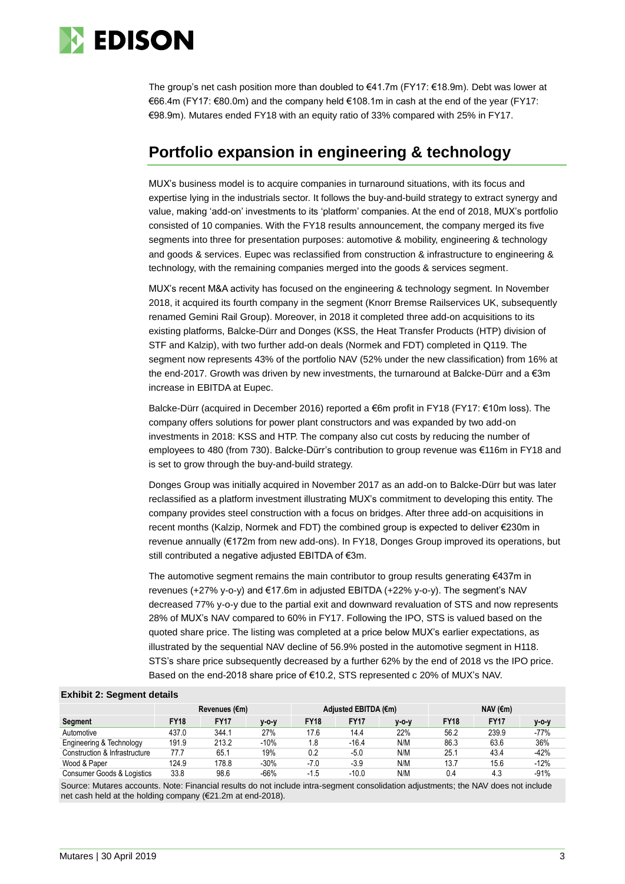The group's net cash position more than doubled to €41.7m (FY17: €18.9m). Debt was lower at €66.4m (FY17: €80.0m) and the company held €108.1m in cash at the end of the year (FY17: €98.9m). Mutares ended FY18 with an equity ratio of 33% compared with 25% in FY17.

## Portfolio expansion in engineering & technology

MUX's business model is to acquire companies in turnaround situations, with its focus and expertise lying in the industrials sector. It follows the buy-and-build strategy to extract synergy and value, making 'add-on' investments to its 'platform' companies. At the end of 2018, MUX's portfolio consisted of 10 companies. With the FY18 results announcement, the company merged its five segments into three for presentation purposes: automotive & mobility, engineering & technology and goods & services. Eupec was reclassified from construction & infrastructure to engineering & technology, with the remaining companies merged into the goods & services segment.

MUX's recent M&A activity has focused on the engineering & technology segment. In November 2018, it acquired its fourth company in the segment (Knorr Bremse Railservices UK, subsequently renamed Gemini Rail Group). Moreover, in 2018 it completed three add-on acquisitions to its existing platforms, Balcke-Dürr and Donges (KSS, the Heat Transfer Products (HTP) division of STF and Kalzip), with two further add-on deals (Normek and FDT) completed in Q119. The segment now represents 43% of the portfolio NAV (52% under the new classification) from 16% at the end-2017. Growth was driven by new investments, the turnaround at Balcke-Dürr and a €3m increase in EBITDA at Eupec.

Balcke-Dürr (acquired in December 2016) reported a €6m profit in FY18 (FY17: €10m loss). The company offers solutions for power plant constructors and was expanded by two add-on investments in 2018: KSS and HTP. The company also cut costs by reducing the number of employees to 480 (from 730). Balcke-Dürr's contribution to group revenue was €116m in FY18 and is set to grow through the buy-and-build strategy.

Donges Group was initially acquired in November 2017 as an add-on to Balcke-Dürr but was later reclassified as a platform investment illustrating MUX's commitment to developing this entity. The company provides steel construction with a focus on bridges. After three add-on acquisitions in recent months (Kalzip, Normek and FDT) the combined group is expected to deliver €230m in revenue annually (€172m from new add-ons). In FY18, Donges Group improved its operations, but still contributed a negative adjusted EBITDA of €3m.

The automotive segment remains the main contributor to group results generating €437m in revenues (+27% y-o-y) and €17.6m in adjusted EBITDA (+22% y-o-y). The segment's NAV decreased 77% y-o-y due to the partial exit and downward revaluation of STS and now represents 28% of MUX's NAV compared to 60% in FY17. Following the IPO, STS is valued based on the quoted share price. The listing was completed at a price below MUX's earlier expectations, as illustrated by the sequential NAV decline of 56.9% posted in the automotive segment in H118. STS's share price subsequently decreased by a further 62% by the end of 2018 vs the IPO price. Based on the end-2018 share price of €10.2, STS represented c 20% of MUX's NAV.

**Exhibit 2: Segment details**

| | Revenues (€m) | | | Adjusted EBITDA (€m) | | | NAV (€m) | | |
|---|---|---|---|---|---|---|---|---|---|
| **Segment** | **FY18** | **FY17** | **y-o-y** | **FY18** | **FY17** | **y-o-y** | **FY18** | **FY17** | **y-o-y** |
| Automotive | 437.0 | 344.1 | 27% | 17.6 | 14.4 | 22% | 56.2 | 239.9 | -77% |
| Engineering & Technology | 191.9 | 213.2 | -10% | 1.8 | -16.4 | N/M | 86.3 | 63.6 | 36% |
| Construction & Infrastructure | 77.7 | 65.1 | 19% | 0.2 | -5.0 | N/M | 25.1 | 43.4 | -42% |
| Wood & Paper | 124.9 | 178.8 | -30% | -7.0 | -3.9 | N/M | 13.7 | 15.6 | -12% |
| Consumer Goods & Logistics | 33.8 | 98.6 | -66% | -1.5 | -10.0 | N/M | 0.4 | 4.3 | -91% |

Source: Mutares accounts. Note: Financial results do not include intra-segment consolidation adjustments; the NAV does not include net cash held at the holding company (€21.2m at end-2018).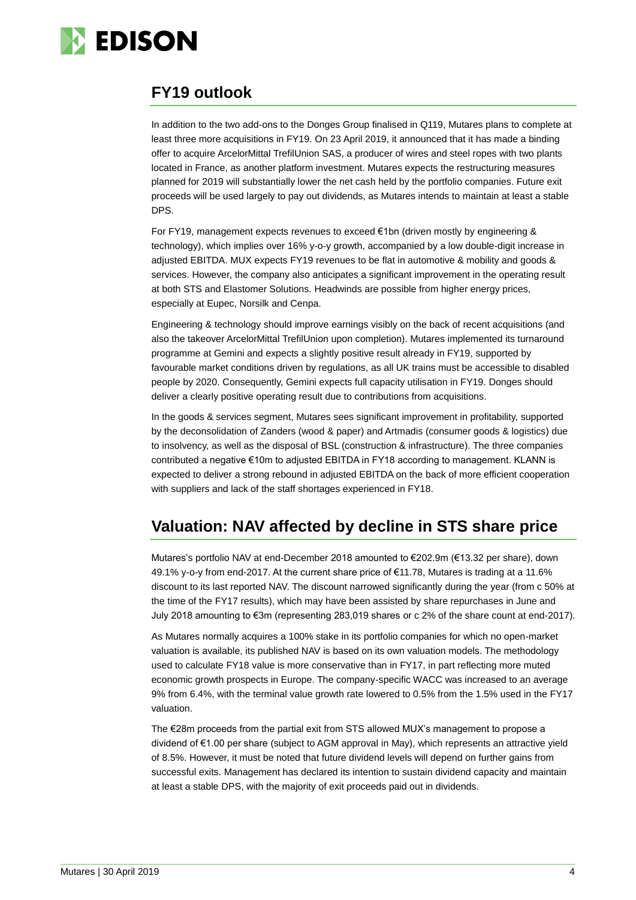## FY19 outlook

In addition to the two add-ons to the Donges Group finalised in Q119, Mutares plans to complete at least three more acquisitions in FY19. On 23 April 2019, it announced that it has made a binding offer to acquire ArcelorMittal TrefilUnion SAS, a producer of wires and steel ropes with two plants located in France, as another platform investment. Mutares expects the restructuring measures planned for 2019 will substantially lower the net cash held by the portfolio companies. Future exit proceeds will be used largely to pay out dividends, as Mutares intends to maintain at least a stable DPS.

For FY19, management expects revenues to exceed €1bn (driven mostly by engineering & technology), which implies over 16% y-o-y growth, accompanied by a low double-digit increase in adjusted EBITDA. MUX expects FY19 revenues to be flat in automotive & mobility and goods & services. However, the company also anticipates a significant improvement in the operating result at both STS and Elastomer Solutions. Headwinds are possible from higher energy prices, especially at Eupec, Norsilk and Cenpa.

Engineering & technology should improve earnings visibly on the back of recent acquisitions (and also the takeover ArcelorMittal TrefilUnion upon completion). Mutares implemented its turnaround programme at Gemini and expects a slightly positive result already in FY19, supported by favourable market conditions driven by regulations, as all UK trains must be accessible to disabled people by 2020. Consequently, Gemini expects full capacity utilisation in FY19. Donges should deliver a clearly positive operating result due to contributions from acquisitions.

In the goods & services segment, Mutares sees significant improvement in profitability, supported by the deconsolidation of Zanders (wood & paper) and Artmadis (consumer goods & logistics) due to insolvency, as well as the disposal of BSL (construction & infrastructure). The three companies contributed a negative €10m to adjusted EBITDA in FY18 according to management. KLANN is expected to deliver a strong rebound in adjusted EBITDA on the back of more efficient cooperation with suppliers and lack of the staff shortages experienced in FY18.

## Valuation: NAV affected by decline in STS share price

Mutares's portfolio NAV at end-December 2018 amounted to €202.9m (€13.32 per share), down 49.1% y-o-y from end-2017. At the current share price of €11.78, Mutares is trading at a 11.6% discount to its last reported NAV. The discount narrowed significantly during the year (from c 50% at the time of the FY17 results), which may have been assisted by share repurchases in June and July 2018 amounting to €3m (representing 283,019 shares or c 2% of the share count at end-2017).

As Mutares normally acquires a 100% stake in its portfolio companies for which no open-market valuation is available, its published NAV is based on its own valuation models. The methodology used to calculate FY18 value is more conservative than in FY17, in part reflecting more muted economic growth prospects in Europe. The company-specific WACC was increased to an average 9% from 6.4%, with the terminal value growth rate lowered to 0.5% from the 1.5% used in the FY17 valuation.

The €28m proceeds from the partial exit from STS allowed MUX's management to propose a dividend of €1.00 per share (subject to AGM approval in May), which represents an attractive yield of 8.5%. However, it must be noted that future dividend levels will depend on further gains from successful exits. Management has declared its intention to sustain dividend capacity and maintain at least a stable DPS, with the majority of exit proceeds paid out in dividends.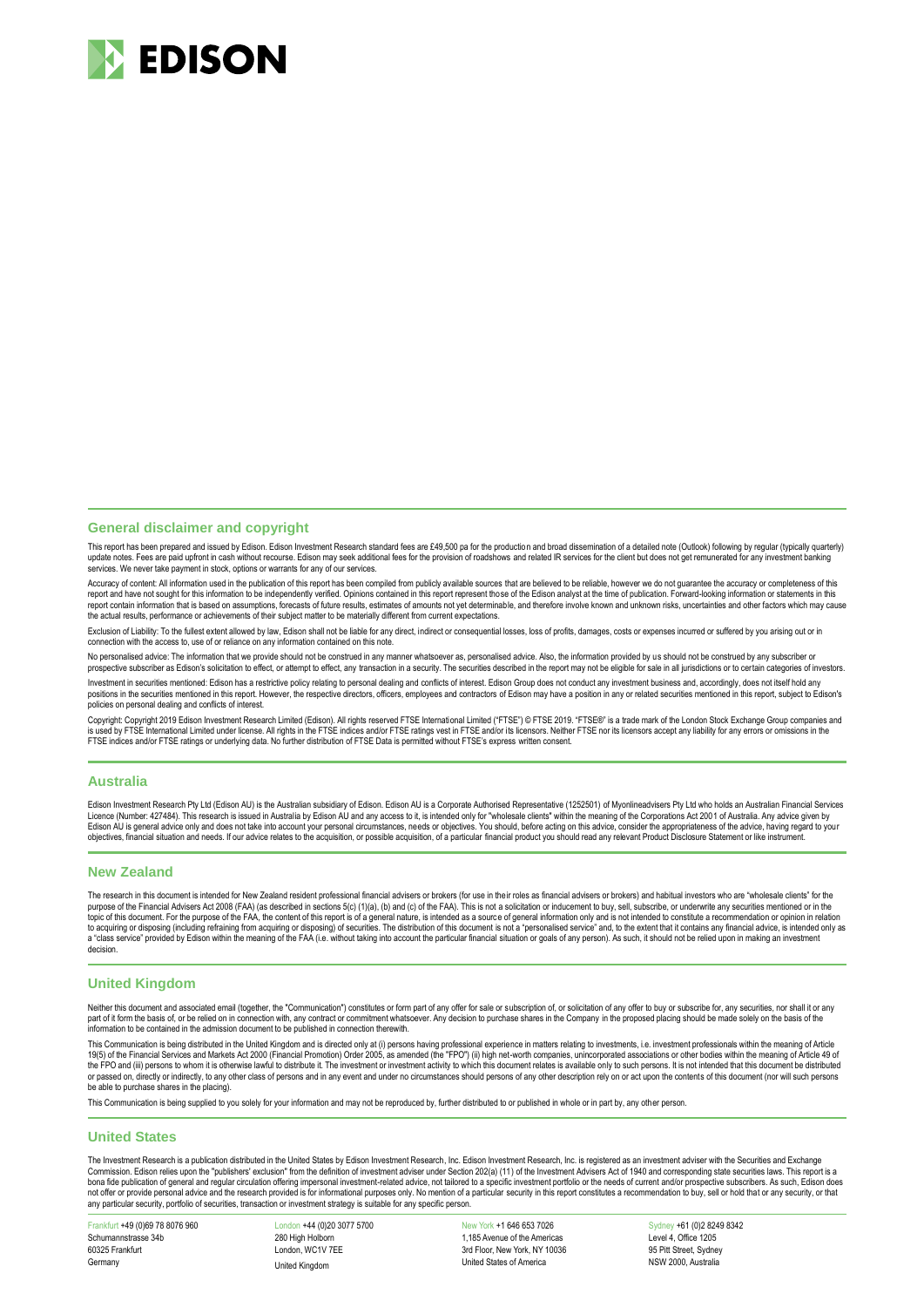# EDISON

## General disclaimer and copyright

This report has been prepared and issued by Edison. Edison Investment Research standard fees are £49,500 pa for the production and broad dissemination of a detailed note (Outlook) following by regular (typically quarterly) update notes. Fees are paid upfront in cash without recourse. Edison may seek additional fees for the provision of roadshows and related IR services for the client but does not get remunerated for any investment banking services. We never take payment in stock, options or warrants for any of our services.

Accuracy of content: All information used in the publication of this report has been compiled from publicly available sources that are believed to be reliable, however we do not guarantee the accuracy or completeness of this report and have not sought for this information to be independently verified. Opinions contained in this report represent those of the Edison analyst at the time of publication. Forward-looking information or statements in this report contain information that is based on assumptions, forecasts of future results, estimates of amounts not yet determinable, and therefore involve known and unknown risks, uncertainties and other factors which may cause the actual results, performance or achievements of their subject matter to be materially different from current expectations.

Exclusion of Liability: To the fullest extent allowed by law, Edison shall not be liable for any direct, indirect or consequential losses, loss of profits, damages, costs or expenses incurred or suffered by you arising out or in connection with the access to, use of or reliance on any information contained on this note.

No personalised advice: The information that we provide should not be construed in any manner whatsoever as, personalised advice. Also, the information provided by us should not be construed by any subscriber or prospective subscriber as Edison's solicitation to effect, or attempt to effect, any transaction in a security. The securities described in the report may not be eligible for sale in all jurisdictions or to certain categories of investors.

Investment in securities mentioned: Edison has a restrictive policy relating to personal dealing and conflicts of interest. Edison Group does not conduct any investment business and, accordingly, does not itself hold any positions in the securities mentioned in this report. However, the respective directors, officers, employees and contractors of Edison may have a position in any or related securities mentioned in this report, subject to Edison's policies on personal dealing and conflicts of interest.

Copyright: Copyright 2019 Edison Investment Research Limited (Edison). All rights reserved FTSE International Limited ("FTSE") © FTSE 2019. "FTSE®" is a trade mark of the London Stock Exchange Group companies and is used by FTSE International Limited under license. All rights in the FTSE indices and/or FTSE ratings vest in FTSE and/or its licensors. Neither FTSE nor its licensors accept any liability for any errors or omissions in the FTSE indices and/or FTSE ratings or underlying data. No further distribution of FTSE Data is permitted without FTSE's express written consent.

## Australia

Edison Investment Research Pty Ltd (Edison AU) is the Australian subsidiary of Edison. Edison AU is a Corporate Authorised Representative (1252501) of Myonlineadvisers Pty Ltd who holds an Australian Financial Services Licence (Number: 427484). This research is issued in Australia by Edison AU and any access to it, is intended only for "wholesale clients" within the meaning of the Corporations Act 2001 of Australia. Any advice given by Edison AU is general advice only and does not take into account your personal circumstances, needs or objectives. You should, before acting on this advice, consider the appropriateness of the advice, having regard to your objectives, financial situation and needs. If our advice relates to the acquisition, or possible acquisition, of a particular financial product you should read any relevant Product Disclosure Statement or like instrument.

## New Zealand

The research in this document is intended for New Zealand resident professional financial advisers or brokers (for use in their roles as financial advisers or brokers) and habitual investors who are "wholesale clients" for the purpose of the Financial Advisers Act 2008 (FAA) (as described in sections 5(c) (1)(a), (b) and (c) of the FAA). This is not a solicitation or inducement to buy, sell, subscribe, or underwrite any securities mentioned or in the topic of this document. For the purpose of the FAA, the content of this report is of a general nature, is intended as a source of general information only and is not intended to constitute a recommendation or opinion in relation to acquiring or disposing (including refraining from acquiring or disposing) of securities. The distribution of this document is not a "personalised service" and, to the extent that it contains any financial advice, is intended only as a "class service" provided by Edison within the meaning of the FAA (i.e. without taking into account the particular financial situation or goals of any person). As such, it should not be relied upon in making an investment decision.

## United Kingdom

Neither this document and associated email (together, the "Communication") constitutes or form part of any offer for sale or subscription of, or solicitation of any offer to buy or subscribe for, any securities, nor shall it or any part of it form the basis of, or be relied on in connection with, any contract or commitment whatsoever. Any decision to purchase shares in the Company in the proposed placing should be made solely on the basis of the information to be contained in the admission document to be published in connection therewith.

This Communication is being distributed in the United Kingdom and is directed only at (i) persons having professional experience in matters relating to investments, i.e. investment professionals within the meaning of Article 19(5) of the Financial Services and Markets Act 2000 (Financial Promotion) Order 2005, as amended (the "FPO") (ii) high net-worth companies, unincorporated associations or other bodies within the meaning of Article 49 of the FPO and (iii) persons to whom it is otherwise lawful to distribute it. The investment or investment activity to which this document relates is available only to such persons. It is not intended that this document be distributed or passed on, directly or indirectly, to any other class of persons and in any event and under no circumstances should persons of any other description rely on or act upon the contents of this document (nor will such persons be able to purchase shares in the placing).

This Communication is being supplied to you solely for your information and may not be reproduced by, further distributed to or published in whole or in part by, any other person.

## United States

The Investment Research is a publication distributed in the United States by Edison Investment Research, Inc. Edison Investment Research, Inc. is registered as an investment adviser with the Securities and Exchange Commission. Edison relies upon the "publishers' exclusion" from the definition of investment adviser under Section 202(a) (11) of the Investment Advisers Act of 1940 and corresponding state securities laws. This report is a bona fide publication of general and regular circulation offering impersonal investment-related advice, not tailored to a specific investment portfolio or the needs of current and/or prospective subscribers. As such, Edison does not offer or provide personal advice and the research provided is for informational purposes only. No mention of a particular security in this report constitutes a recommendation to buy, sell or hold that or any security, or that any particular security, portfolio of securities, transaction or investment strategy is suitable for any specific person.

Frankfurt +49 (0)69 78 8076 960
Schumannstrasse 34b
60325 Frankfurt
Germany

London +44 (0)20 3077 5700
280 High Holborn
London, WC1V 7EE
United Kingdom

New York +1 646 653 7026
1,185 Avenue of the Americas
3rd Floor, New York, NY 10036
United States of America

Sydney +61 (0)2 8249 8342
Level 4, Office 1205
95 Pitt Street, Sydney
NSW 2000, Australia